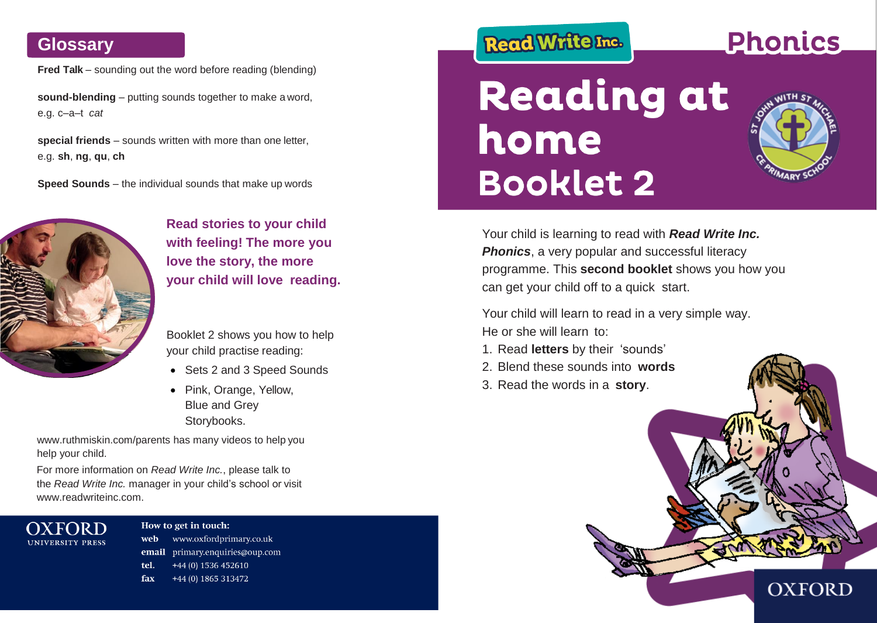## Glossary

**Fred Talk** – sounding out the word before reading (blending)

**sound-blending** – putting sounds together to make a word, e.g. c–a–t *cat*

**special friends** – sounds written with more than one letter, e.g. **sh**, **ng**, **qu**, **ch**

**Speed Sounds** – the individual sounds that make up words

**Read stories to your child with feeling! The more you love the story, the more your child will love reading.**

Booklet 2 shows you how to help your child practise reading:

- Sets 2 and 3 Speed Sounds
- Pink, Orange, Yellow, Blue and Grey Storybooks.

www.ruthmiskin.com/parents has many videos to help you help your child.

For more information on *Read Write Inc.*, please talk to the *Read Write Inc.* manager in your child's school or visit www.readwriteinc.com.

OXFORD UNIVERSITY PRESS

**How to get in touch:**

**web** www.oxfordprimary.co.uk
**email** primary.enquiries@oup.com
**tel.** +44 (0) 1536 452610
**fax** +44 (0) 1865 313472

Read Write Inc. **Phonics**

# Reading at home Booklet 2

ST JOHN WITH ST MICHAEL CE PRIMARY SCHOOL

Your child is learning to read with ***Read Write Inc. Phonics***, a very popular and successful literacy programme. This **second booklet** shows you how you can get your child off to a quick start.

Your child will learn to read in a very simple way. He or she will learn to:

1. Read **letters** by their 'sounds'
2. Blend these sounds into **words**
3. Read the words in a **story**.

OXFORD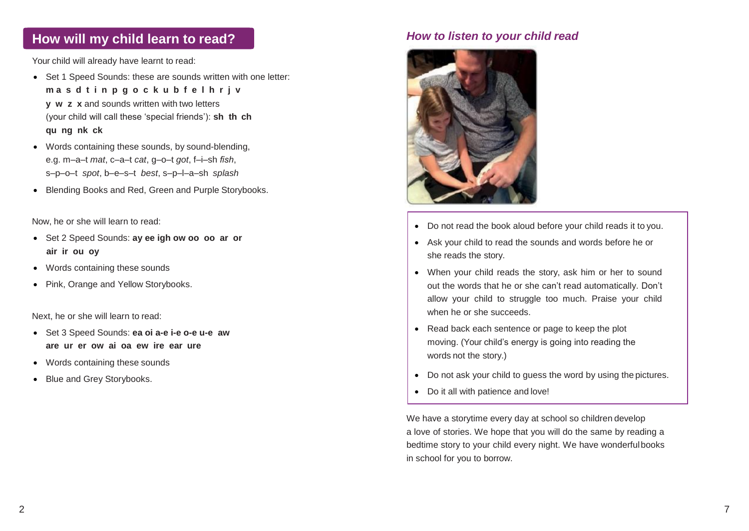## How will my child learn to read?

Your child will already have learnt to read:

- Set 1 Speed Sounds: these are sounds written with one letter: **m a s d t i n p g o c k u b f e l h r j v y w z x** and sounds written with two letters (your child will call these 'special friends'): **sh th ch qu ng nk ck**
- Words containing these sounds, by sound-blending, e.g. m–a–t *mat*, c–a–t *cat*, g–o–t *got*, f–i–sh *fish*, s–p–o–t *spot*, b–e–s–t *best*, s–p–l–a–sh *splash*
- Blending Books and Red, Green and Purple Storybooks.

Now, he or she will learn to read:

- Set 2 Speed Sounds: **ay ee igh ow oo oo ar or air ir ou oy**
- Words containing these sounds
- Pink, Orange and Yellow Storybooks.

Next, he or she will learn to read:

- Set 3 Speed Sounds: **ea oi a-e i-e o-e u-e aw are ur er ow ai oa ew ire ear ure**
- Words containing these sounds
- Blue and Grey Storybooks.

### *How to listen to your child read*

- Do not read the book aloud before your child reads it to you.
- Ask your child to read the sounds and words before he or she reads the story.
- When your child reads the story, ask him or her to sound out the words that he or she can't read automatically. Don't allow your child to struggle too much. Praise your child when he or she succeeds.
- Read back each sentence or page to keep the plot moving. (Your child's energy is going into reading the words not the story.)
- Do not ask your child to guess the word by using the pictures.
- Do it all with patience and love!

We have a storytime every day at school so children develop a love of stories. We hope that you will do the same by reading a bedtime story to your child every night. We have wonderful books in school for you to borrow.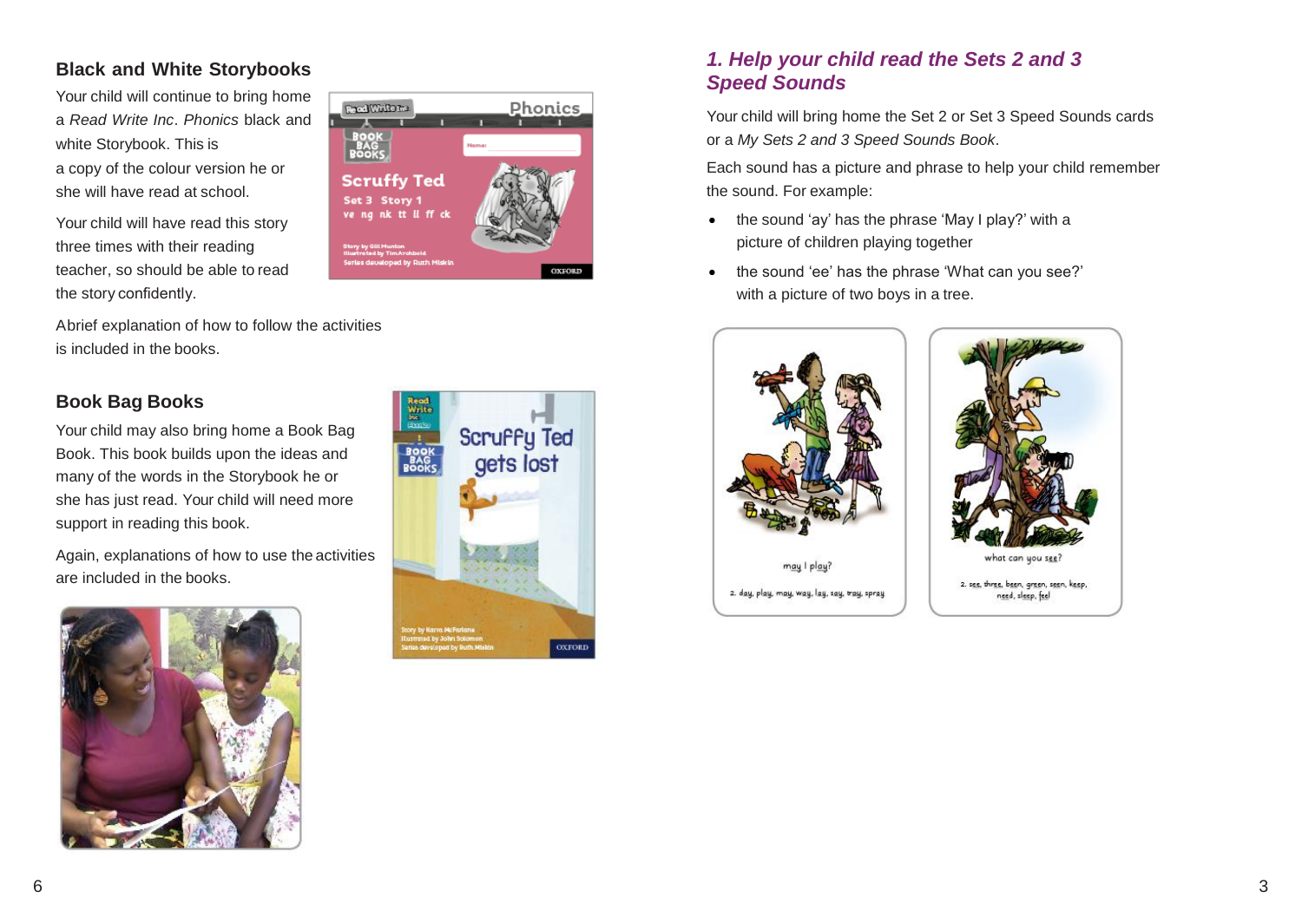## Black and White Storybooks

Your child will continue to bring home a *Read Write Inc*. *Phonics* black and white Storybook. This is a copy of the colour version he or she will have read at school.

Your child will have read this story three times with their reading teacher, so should be able to read the story confidently.

Abrief explanation of how to follow the activities is included in the books.

## Book Bag Books

Your child may also bring home a Book Bag Book. This book builds upon the ideas and many of the words in the Storybook he or she has just read. Your child will need more support in reading this book.

Again, explanations of how to use the activities are included in the books.

## *1. Help your child read the Sets 2 and 3 Speed Sounds*

Your child will bring home the Set 2 or Set 3 Speed Sounds cards or a *My Sets 2 and 3 Speed Sounds Book*.

Each sound has a picture and phrase to help your child remember the sound. For example:

- the sound 'ay' has the phrase 'May I play?' with a picture of children playing together
- the sound 'ee' has the phrase 'What can you see?' with a picture of two boys in a tree.

may I play?

2. day, play, may, way, lay, say, tray, spray

what can you see?

2. see, three, been, green, seen, keep, need, sleep, feel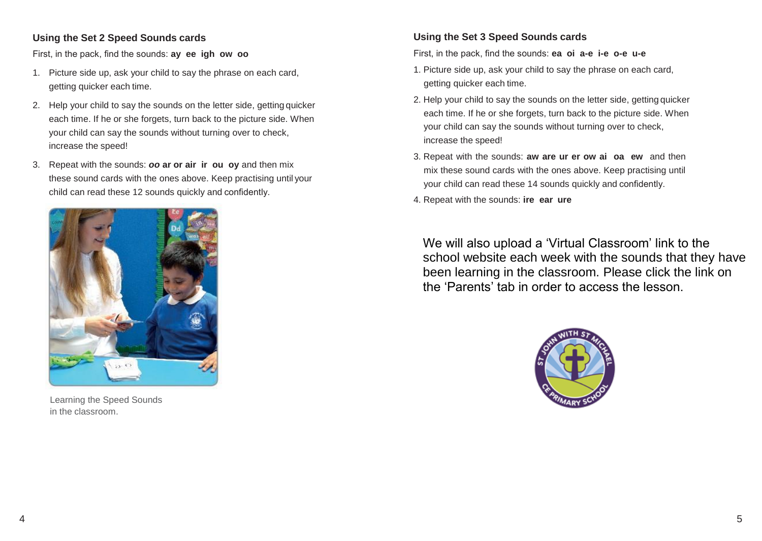### Using the Set 2 Speed Sounds cards

First, in the pack, find the sounds: **ay ee igh ow oo**

1. Picture side up, ask your child to say the phrase on each card, getting quicker each time.
2. Help your child to say the sounds on the letter side, getting quicker each time. If he or she forgets, turn back to the picture side. When your child can say the sounds without turning over to check, increase the speed!
3. Repeat with the sounds: ***oo*** **ar or air ir ou oy** and then mix these sound cards with the ones above. Keep practising until your child can read these 12 sounds quickly and confidently.

Learning the Speed Sounds in the classroom.

### Using the Set 3 Speed Sounds cards

First, in the pack, find the sounds: **ea oi a-e i-e o-e u-e**

1. Picture side up, ask your child to say the phrase on each card, getting quicker each time.
2. Help your child to say the sounds on the letter side, getting quicker each time. If he or she forgets, turn back to the picture side. When your child can say the sounds without turning over to check, increase the speed!
3. Repeat with the sounds: **aw are ur er ow ai oa ew** and then mix these sound cards with the ones above. Keep practising until your child can read these 14 sounds quickly and confidently.
4. Repeat with the sounds: **ire ear ure**

We will also upload a 'Virtual Classroom' link to the school website each week with the sounds that they have been learning in the classroom. Please click the link on the 'Parents' tab in order to access the lesson.